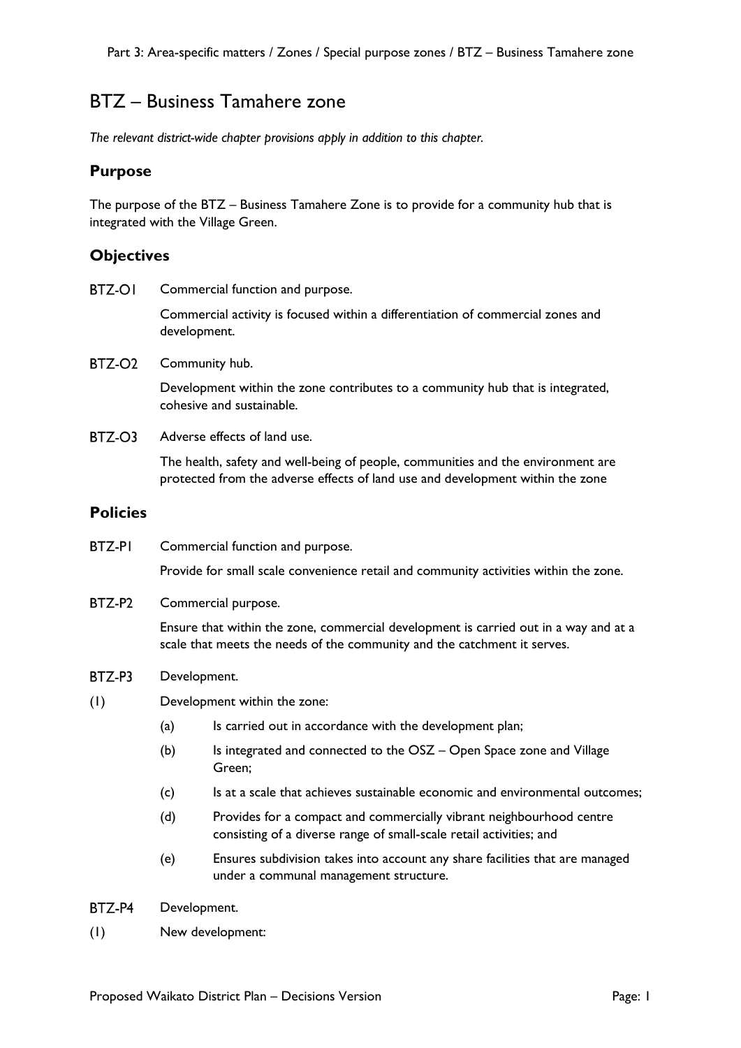# BTZ – Business Tamahere zone

*The relevant district-wide chapter provisions apply in addition to this chapter.*

## Purpose

The purpose of the BTZ – Business Tamahere Zone is to provide for a community hub that is integrated with the Village Green.

## Objectives

**BTZ-O1** Commercial function and purpose.

Commercial activity is focused within a differentiation of commercial zones and development.

**BTZ-O2** Community hub.

Development within the zone contributes to a community hub that is integrated, cohesive and sustainable.

**BTZ-O3** Adverse effects of land use.

The health, safety and well-being of people, communities and the environment are protected from the adverse effects of land use and development within the zone

## Policies

**BTZ-P1** Commercial function and purpose.

Provide for small scale convenience retail and community activities within the zone.

**BTZ-P2** Commercial purpose.

Ensure that within the zone, commercial development is carried out in a way and at a scale that meets the needs of the community and the catchment it serves.

**BTZ-P3** Development.

(1) Development within the zone:

- (a) Is carried out in accordance with the development plan;
- (b) Is integrated and connected to the OSZ – Open Space zone and Village Green;
- (c) Is at a scale that achieves sustainable economic and environmental outcomes;
- (d) Provides for a compact and commercially vibrant neighbourhood centre consisting of a diverse range of small-scale retail activities; and
- (e) Ensures subdivision takes into account any share facilities that are managed under a communal management structure.

**BTZ-P4** Development.

(1) New development: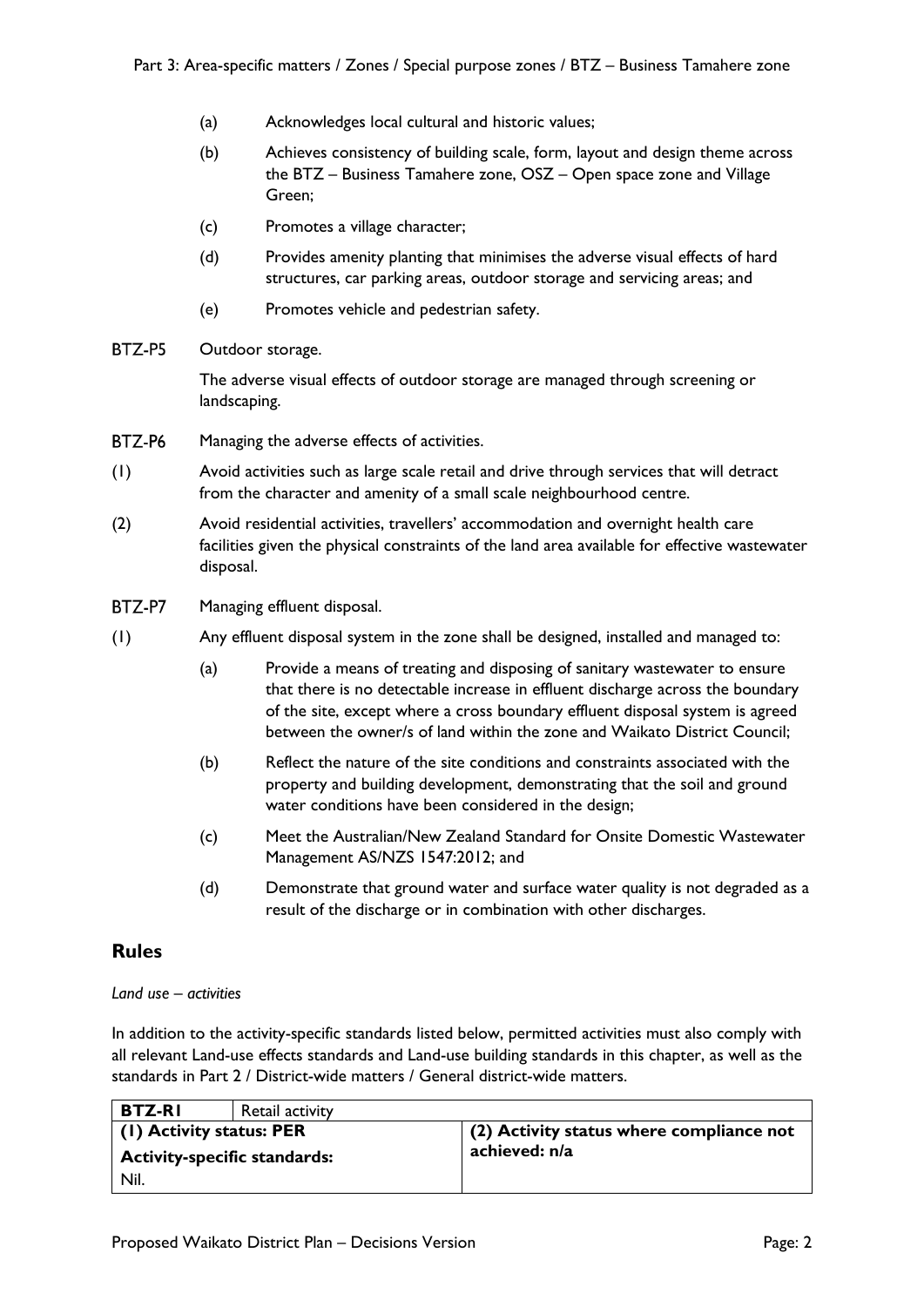(a) Acknowledges local cultural and historic values;

(b) Achieves consistency of building scale, form, layout and design theme across the BTZ – Business Tamahere zone, OSZ – Open space zone and Village Green;

(c) Promotes a village character;

(d) Provides amenity planting that minimises the adverse visual effects of hard structures, car parking areas, outdoor storage and servicing areas; and

(e) Promotes vehicle and pedestrian safety.

BTZ-P5 Outdoor storage.

The adverse visual effects of outdoor storage are managed through screening or landscaping.

BTZ-P6 Managing the adverse effects of activities.

(1) Avoid activities such as large scale retail and drive through services that will detract from the character and amenity of a small scale neighbourhood centre.

(2) Avoid residential activities, travellers' accommodation and overnight health care facilities given the physical constraints of the land area available for effective wastewater disposal.

BTZ-P7 Managing effluent disposal.

(1) Any effluent disposal system in the zone shall be designed, installed and managed to:

(a) Provide a means of treating and disposing of sanitary wastewater to ensure that there is no detectable increase in effluent discharge across the boundary of the site, except where a cross boundary effluent disposal system is agreed between the owner/s of land within the zone and Waikato District Council;

(b) Reflect the nature of the site conditions and constraints associated with the property and building development, demonstrating that the soil and ground water conditions have been considered in the design;

(c) Meet the Australian/New Zealand Standard for Onsite Domestic Wastewater Management AS/NZS 1547:2012; and

(d) Demonstrate that ground water and surface water quality is not degraded as a result of the discharge or in combination with other discharges.

## Rules

*Land use – activities*

In addition to the activity-specific standards listed below, permitted activities must also comply with all relevant Land-use effects standards and Land-use building standards in this chapter, as well as the standards in Part 2 / District-wide matters / General district-wide matters.

| **BTZ-R1** | Retail activity | |
|---|---|---|
| **(1) Activity status: PER**<br>**Activity-specific standards:**<br>Nil. | | **(2) Activity status where compliance not achieved: n/a** |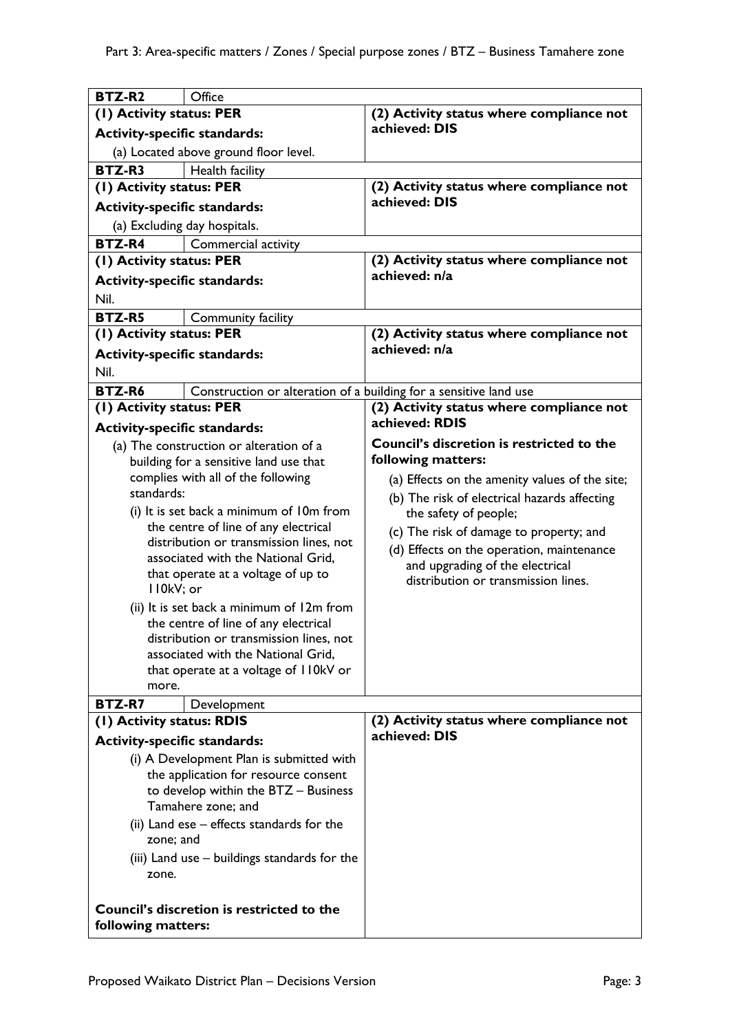| BTZ-R2 | Office |
|---|---|
| **(1) Activity status: PER**<br><br>**Activity-specific standards:**<br><br>(a) Located above ground floor level. | **(2) Activity status where compliance not achieved: DIS** |
| **BTZ-R3** | Health facility |
| **(1) Activity status: PER**<br><br>**Activity-specific standards:**<br><br>(a) Excluding day hospitals. | **(2) Activity status where compliance not achieved: DIS** |
| **BTZ-R4** | Commercial activity |
| **(1) Activity status: PER**<br><br>**Activity-specific standards:**<br><br>Nil. | **(2) Activity status where compliance not achieved: n/a** |
| **BTZ-R5** | Community facility |
| **(1) Activity status: PER**<br><br>**Activity-specific standards:**<br><br>Nil. | **(2) Activity status where compliance not achieved: n/a** |
| **BTZ-R6** | Construction or alteration of a building for a sensitive land use |
| **(1) Activity status: PER**<br><br>**Activity-specific standards:**<br><br>(a) The construction or alteration of a building for a sensitive land use that complies with all of the following standards:<br><br>(i) It is set back a minimum of 10m from the centre of line of any electrical distribution or transmission lines, not associated with the National Grid, that operate at a voltage of up to 110kV; or<br><br>(ii) It is set back a minimum of 12m from the centre of line of any electrical distribution or transmission lines, not associated with the National Grid, that operate at a voltage of 110kV or more. | **(2) Activity status where compliance not achieved: RDIS**<br><br>**Council's discretion is restricted to the following matters:**<br><br>(a) Effects on the amenity values of the site;<br><br>(b) The risk of electrical hazards affecting the safety of people;<br><br>(c) The risk of damage to property; and<br><br>(d) Effects on the operation, maintenance and upgrading of the electrical distribution or transmission lines. |
| **BTZ-R7** | Development |
| **(1) Activity status: RDIS**<br><br>**Activity-specific standards:**<br><br>(i) A Development Plan is submitted with the application for resource consent to develop within the BTZ – Business Tamahere zone; and<br><br>(ii) Land ese – effects standards for the zone; and<br><br>(iii) Land use – buildings standards for the zone.<br><br>**Council's discretion is restricted to the following matters:** | **(2) Activity status where compliance not achieved: DIS** |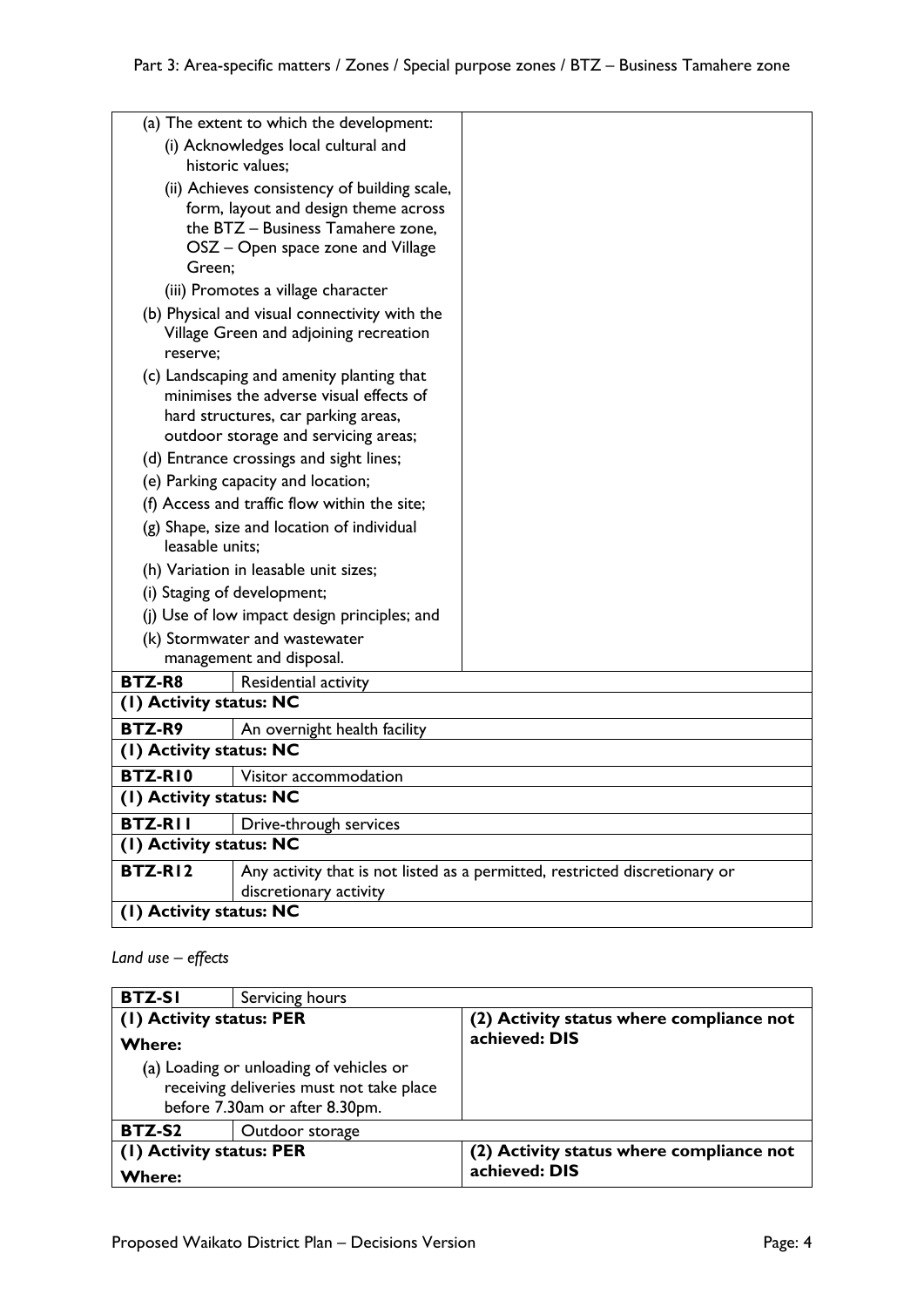| | |
|---|---|
| (a) The extent to which the development:<br>(i) Acknowledges local cultural and historic values;<br>(ii) Achieves consistency of building scale, form, layout and design theme across the BTZ – Business Tamahere zone, OSZ – Open space zone and Village Green;<br>(iii) Promotes a village character<br>(b) Physical and visual connectivity with the Village Green and adjoining recreation reserve;<br>(c) Landscaping and amenity planting that minimises the adverse visual effects of hard structures, car parking areas, outdoor storage and servicing areas;<br>(d) Entrance crossings and sight lines;<br>(e) Parking capacity and location;<br>(f) Access and traffic flow within the site;<br>(g) Shape, size and location of individual leasable units;<br>(h) Variation in leasable unit sizes;<br>(i) Staging of development;<br>(j) Use of low impact design principles; and<br>(k) Stormwater and wastewater management and disposal. | |

| **BTZ-R8** | Residential activity |
|---|---|
| **(1) Activity status: NC** | |
| **BTZ-R9** | An overnight health facility |
| **(1) Activity status: NC** | |
| **BTZ-R10** | Visitor accommodation |
| **(1) Activity status: NC** | |
| **BTZ-R11** | Drive-through services |
| **(1) Activity status: NC** | |
| **BTZ-R12** | Any activity that is not listed as a permitted, restricted discretionary or discretionary activity |
| **(1) Activity status: NC** | |

*Land use – effects*

| **BTZ-S1** | Servicing hours |
|---|---|
| **(1) Activity status: PER**<br>**Where:**<br>(a) Loading or unloading of vehicles or receiving deliveries must not take place before 7.30am or after 8.30pm. | **(2) Activity status where compliance not achieved: DIS** |
| **BTZ-S2** | Outdoor storage |
| **(1) Activity status: PER**<br>**Where:** | **(2) Activity status where compliance not achieved: DIS** |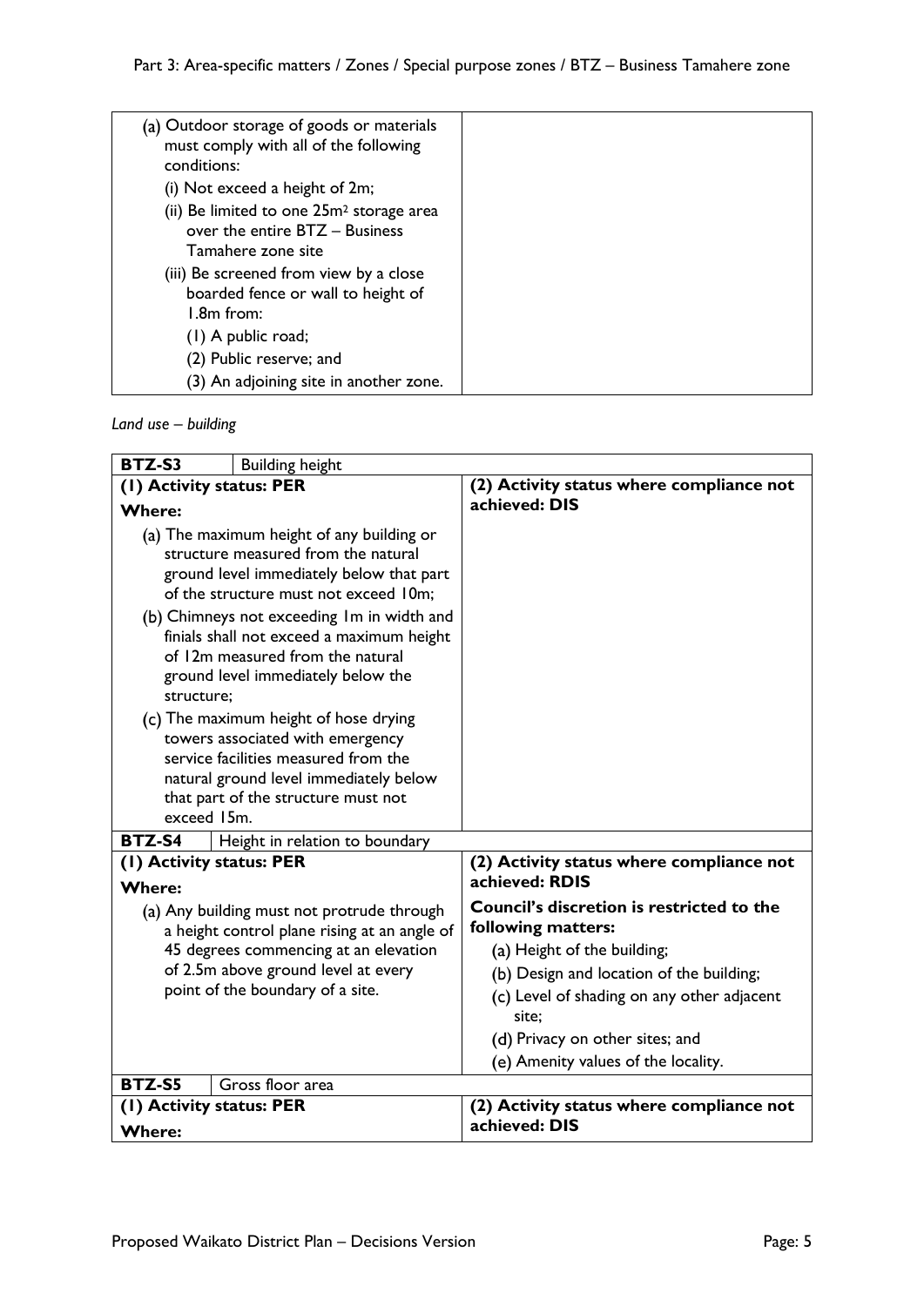| | |
|---|---|
| (a) Outdoor storage of goods or materials must comply with all of the following conditions:<br>(i) Not exceed a height of 2m;<br>(ii) Be limited to one 25m² storage area over the entire BTZ – Business Tamahere zone site<br>(iii) Be screened from view by a close boarded fence or wall to height of 1.8m from:<br>(1) A public road;<br>(2) Public reserve; and<br>(3) An adjoining site in another zone. | |

*Land use – building*

| **BTZ-S3** | Building height | |
|---|---|---|
| **(1) Activity status: PER**<br>**Where:**<br>(a) The maximum height of any building or structure measured from the natural ground level immediately below that part of the structure must not exceed 10m;<br>(b) Chimneys not exceeding 1m in width and finials shall not exceed a maximum height of 12m measured from the natural ground level immediately below the structure;<br>(c) The maximum height of hose drying towers associated with emergency service facilities measured from the natural ground level immediately below that part of the structure must not exceed 15m. | | **(2) Activity status where compliance not achieved: DIS** |
| **BTZ-S4** | Height in relation to boundary | |
| **(1) Activity status: PER**<br>**Where:**<br>(a) Any building must not protrude through a height control plane rising at an angle of 45 degrees commencing at an elevation of 2.5m above ground level at every point of the boundary of a site. | | **(2) Activity status where compliance not achieved: RDIS**<br>**Council's discretion is restricted to the following matters:**<br>(a) Height of the building;<br>(b) Design and location of the building;<br>(c) Level of shading on any other adjacent site;<br>(d) Privacy on other sites; and<br>(e) Amenity values of the locality. |
| **BTZ-S5** | Gross floor area | |
| **(1) Activity status: PER**<br>**Where:** | | **(2) Activity status where compliance not achieved: DIS** |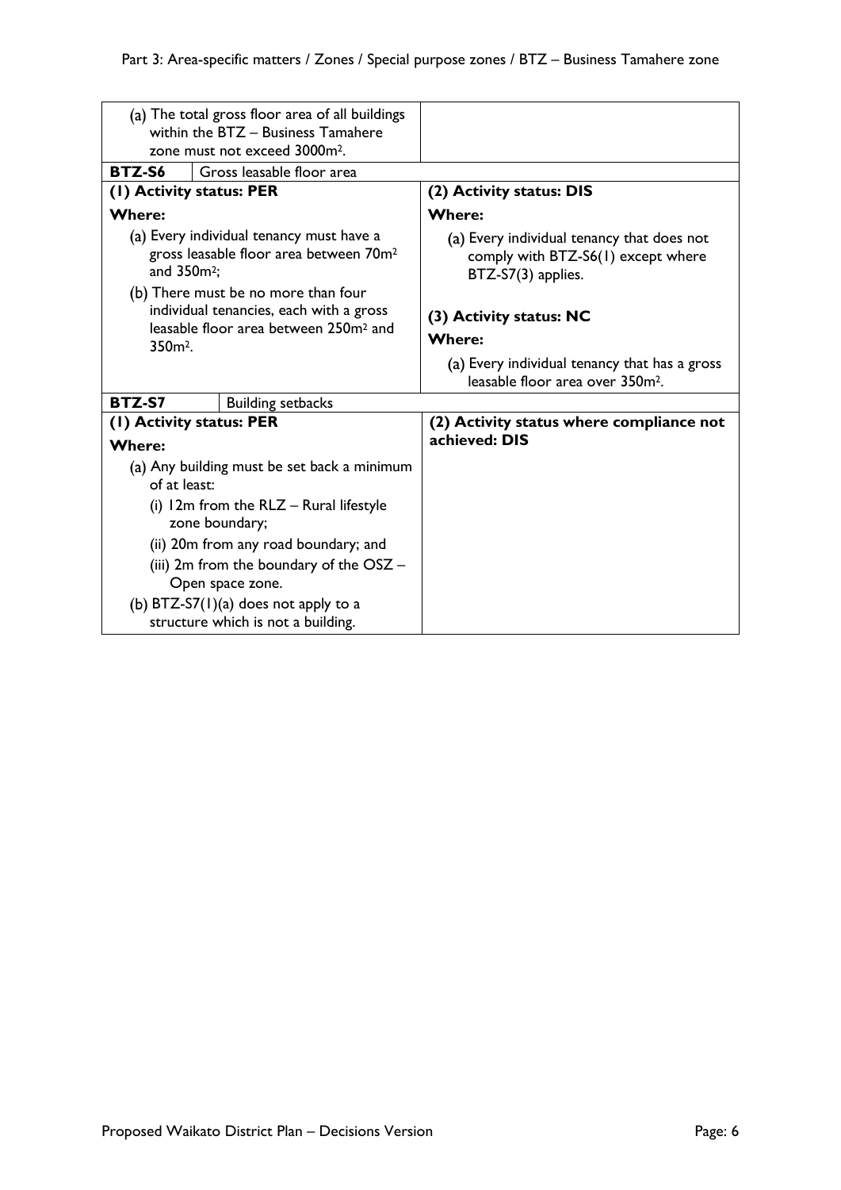| | |
|---|---|
| (a) The total gross floor area of all buildings within the BTZ – Business Tamahere zone must not exceed 3000m². | |
| **BTZ-S6** Gross leasable floor area | |
| **(1) Activity status: PER**<br>**Where:**<br>(a) Every individual tenancy must have a gross leasable floor area between 70m² and 350m²;<br>(b) There must be no more than four individual tenancies, each with a gross leasable floor area between 250m² and 350m². | **(2) Activity status: DIS**<br>**Where:**<br>(a) Every individual tenancy that does not comply with BTZ-S6(1) except where BTZ-S7(3) applies.<br><br>**(3) Activity status: NC**<br>**Where:**<br>(a) Every individual tenancy that has a gross leasable floor area over 350m². |
| **BTZ-S7** Building setbacks | |
| **(1) Activity status: PER**<br>**Where:**<br>(a) Any building must be set back a minimum of at least:<br>(i) 12m from the RLZ – Rural lifestyle zone boundary;<br>(ii) 20m from any road boundary; and<br>(iii) 2m from the boundary of the OSZ – Open space zone.<br>(b) BTZ-S7(1)(a) does not apply to a structure which is not a building. | **(2) Activity status where compliance not achieved: DIS** |